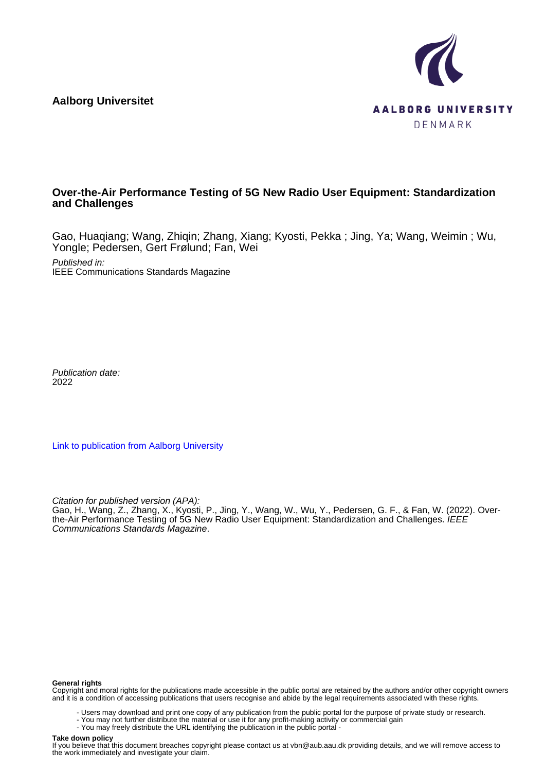**Aalborg Universitet**

AALBORG UNIVERSITY
DENMARK

# Over-the-Air Performance Testing of 5G New Radio User Equipment: Standardization and Challenges

Gao, Huaqiang; Wang, Zhiqin; Zhang, Xiang; Kyosti, Pekka ; Jing, Ya; Wang, Weimin ; Wu, Yongle; Pedersen, Gert Frølund; Fan, Wei

*Published in:*
IEEE Communications Standards Magazine

*Publication date:*
2022

Link to publication from Aalborg University

*Citation for published version (APA):*
Gao, H., Wang, Z., Zhang, X., Kyosti, P., Jing, Y., Wang, W., Wu, Y., Pedersen, G. F., & Fan, W. (2022). Over-the-Air Performance Testing of 5G New Radio User Equipment: Standardization and Challenges. *IEEE Communications Standards Magazine*.

**General rights**
Copyright and moral rights for the publications made accessible in the public portal are retained by the authors and/or other copyright owners and it is a condition of accessing publications that users recognise and abide by the legal requirements associated with these rights.

- Users may download and print one copy of any publication from the public portal for the purpose of private study or research.
- You may not further distribute the material or use it for any profit-making activity or commercial gain
- You may freely distribute the URL identifying the publication in the public portal -

**Take down policy**
If you believe that this document breaches copyright please contact us at vbn@aub.aau.dk providing details, and we will remove access to the work immediately and investigate your claim.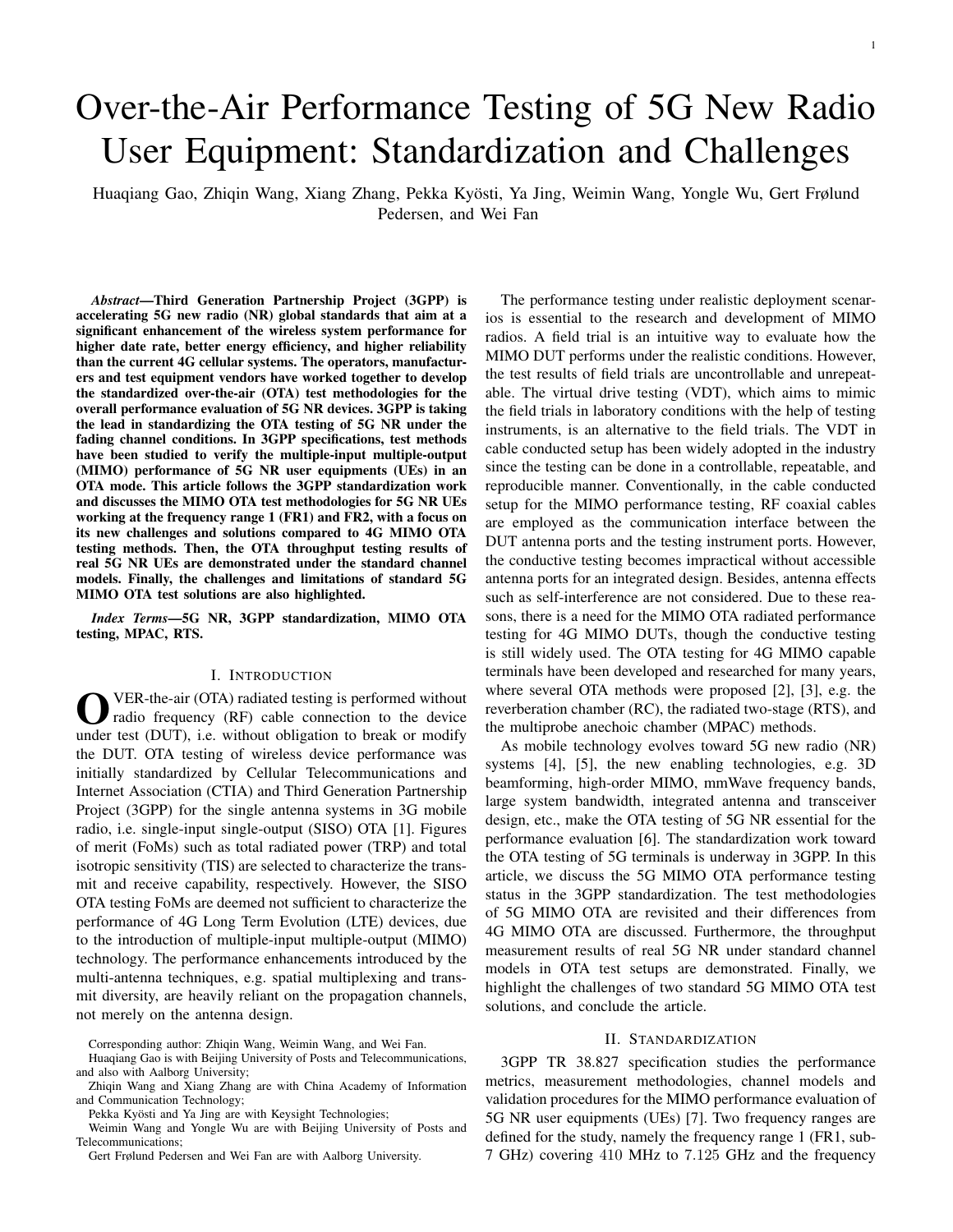# Over-the-Air Performance Testing of 5G New Radio User Equipment: Standardization and Challenges

Huaqiang Gao, Zhiqin Wang, Xiang Zhang, Pekka Kyösti, Ya Jing, Weimin Wang, Yongle Wu, Gert Frølund Pedersen, and Wei Fan

***Abstract*—Third Generation Partnership Project (3GPP) is accelerating 5G new radio (NR) global standards that aim at a significant enhancement of the wireless system performance for higher date rate, better energy efficiency, and higher reliability than the current 4G cellular systems. The operators, manufacturers and test equipment vendors have worked together to develop the standardized over-the-air (OTA) test methodologies for the overall performance evaluation of 5G NR devices. 3GPP is taking the lead in standardizing the OTA testing of 5G NR under the fading channel conditions. In 3GPP specifications, test methods have been studied to verify the multiple-input multiple-output (MIMO) performance of 5G NR user equipments (UEs) in an OTA mode. This article follows the 3GPP standardization work and discusses the MIMO OTA test methodologies for 5G NR UEs working at the frequency range 1 (FR1) and FR2, with a focus on its new challenges and solutions compared to 4G MIMO OTA testing methods. Then, the OTA throughput testing results of real 5G NR UEs are demonstrated under the standard channel models. Finally, the challenges and limitations of standard 5G MIMO OTA test solutions are also highlighted.**

***Index Terms*—5G NR, 3GPP standardization, MIMO OTA testing, MPAC, RTS.**

## I. Introduction

Over-the-air (OTA) radiated testing is performed without radio frequency (RF) cable connection to the device under test (DUT), i.e. without obligation to break or modify the DUT. OTA testing of wireless device performance was initially standardized by Cellular Telecommunications and Internet Association (CTIA) and Third Generation Partnership Project (3GPP) for the single antenna systems in 3G mobile radio, i.e. single-input single-output (SISO) OTA [1]. Figures of merit (FoMs) such as total radiated power (TRP) and total isotropic sensitivity (TIS) are selected to characterize the transmit and receive capability, respectively. However, the SISO OTA testing FoMs are deemed not sufficient to characterize the performance of 4G Long Term Evolution (LTE) devices, due to the introduction of multiple-input multiple-output (MIMO) technology. The performance enhancements introduced by the multi-antenna techniques, e.g. spatial multiplexing and transmit diversity, are heavily reliant on the propagation channels, not merely on the antenna design.

Corresponding author: Zhiqin Wang, Weimin Wang, and Wei Fan.

Huaqiang Gao is with Beijing University of Posts and Telecommunications, and also with Aalborg University;

Zhiqin Wang and Xiang Zhang are with China Academy of Information and Communication Technology;

Pekka Kyösti and Ya Jing are with Keysight Technologies;

Weimin Wang and Yongle Wu are with Beijing University of Posts and Telecommunications;

Gert Frølund Pedersen and Wei Fan are with Aalborg University.

The performance testing under realistic deployment scenarios is essential to the research and development of MIMO radios. A field trial is an intuitive way to evaluate how the MIMO DUT performs under the realistic conditions. However, the test results of field trials are uncontrollable and unrepeatable. The virtual drive testing (VDT), which aims to mimic the field trials in laboratory conditions with the help of testing instruments, is an alternative to the field trials. The VDT in cable conducted setup has been widely adopted in the industry since the testing can be done in a controllable, repeatable, and reproducible manner. Conventionally, in the cable conducted setup for the MIMO performance testing, RF coaxial cables are employed as the communication interface between the DUT antenna ports and the testing instrument ports. However, the conductive testing becomes impractical without accessible antenna ports for an integrated design. Besides, antenna effects such as self-interference are not considered. Due to these reasons, there is a need for the MIMO OTA radiated performance testing for 4G MIMO DUTs, though the conductive testing is still widely used. The OTA testing for 4G MIMO capable terminals have been developed and researched for many years, where several OTA methods were proposed [2], [3], e.g. the reverberation chamber (RC), the radiated two-stage (RTS), and the multiprobe anechoic chamber (MPAC) methods.

As mobile technology evolves toward 5G new radio (NR) systems [4], [5], the new enabling technologies, e.g. 3D beamforming, high-order MIMO, mmWave frequency bands, large system bandwidth, integrated antenna and transceiver design, etc., make the OTA testing of 5G NR essential for the performance evaluation [6]. The standardization work toward the OTA testing of 5G terminals is underway in 3GPP. In this article, we discuss the 5G MIMO OTA performance testing status in the 3GPP standardization. The test methodologies of 5G MIMO OTA are revisited and their differences from 4G MIMO OTA are discussed. Furthermore, the throughput measurement results of real 5G NR under standard channel models in OTA test setups are demonstrated. Finally, we highlight the challenges of two standard 5G MIMO OTA test solutions, and conclude the article.

## II. Standardization

3GPP TR 38.827 specification studies the performance metrics, measurement methodologies, channel models and validation procedures for the MIMO performance evaluation of 5G NR user equipments (UEs) [7]. Two frequency ranges are defined for the study, namely the frequency range 1 (FR1, sub-7 GHz) covering 410 MHz to 7.125 GHz and the frequency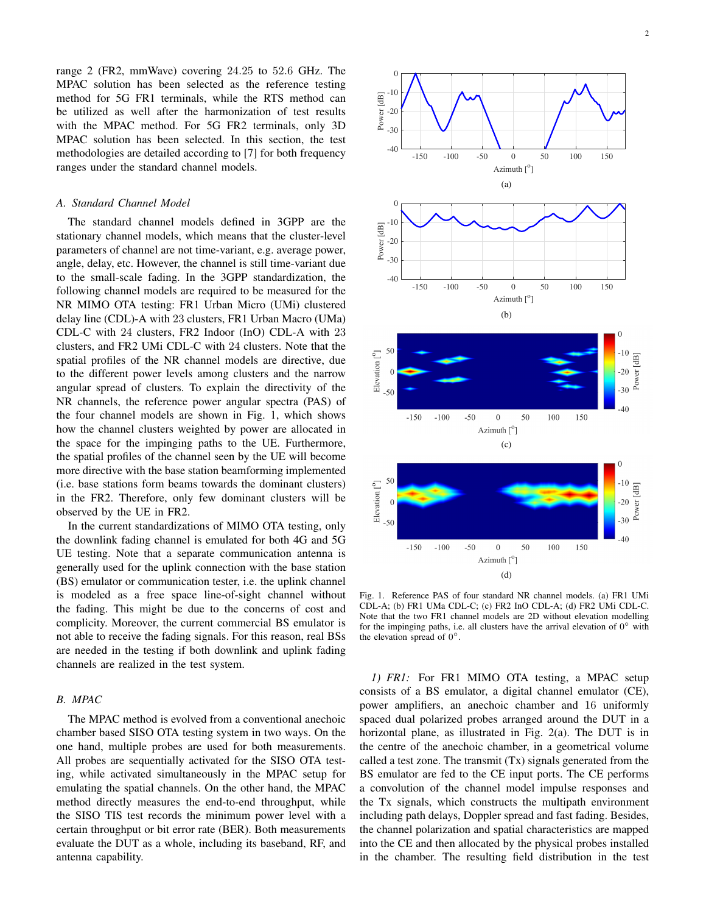range 2 (FR2, mmWave) covering 24.25 to 52.6 GHz. The MPAC solution has been selected as the reference testing method for 5G FR1 terminals, while the RTS method can be utilized as well after the harmonization of test results with the MPAC method. For 5G FR2 terminals, only 3D MPAC solution has been selected. In this section, the test methodologies are detailed according to [7] for both frequency ranges under the standard channel models.

### A. Standard Channel Model

The standard channel models defined in 3GPP are the stationary channel models, which means that the cluster-level parameters of channel are not time-variant, e.g. average power, angle, delay, etc. However, the channel is still time-variant due to the small-scale fading. In the 3GPP standardization, the following channel models are required to be measured for the NR MIMO OTA testing: FR1 Urban Micro (UMi) clustered delay line (CDL)-A with 23 clusters, FR1 Urban Macro (UMa) CDL-C with 24 clusters, FR2 Indoor (InO) CDL-A with 23 clusters, and FR2 UMi CDL-C with 24 clusters. Note that the spatial profiles of the NR channel models are directive, due to the different power levels among clusters and the narrow angular spread of clusters. To explain the directivity of the NR channels, the reference power angular spectra (PAS) of the four channel models are shown in Fig. 1, which shows how the channel clusters weighted by power are allocated in the space for the impinging paths to the UE. Furthermore, the spatial profiles of the channel seen by the UE will become more directive with the base station beamforming implemented (i.e. base stations form beams towards the dominant clusters) in the FR2. Therefore, only few dominant clusters will be observed by the UE in FR2.

In the current standardizations of MIMO OTA testing, only the downlink fading channel is emulated for both 4G and 5G UE testing. Note that a separate communication antenna is generally used for the uplink connection with the base station (BS) emulator or communication tester, i.e. the uplink channel is modeled as a free space line-of-sight channel without the fading. This might be due to the concerns of cost and complicity. Moreover, the current commercial BS emulator is not able to receive the fading signals. For this reason, real BSs are needed in the testing if both downlink and uplink fading channels are realized in the test system.

Fig. 1. Reference PAS of four standard NR channel models. (a) FR1 UMi CDL-A; (b) FR1 UMa CDL-C; (c) FR2 InO CDL-A; (d) FR2 UMi CDL-C. Note that the two FR1 channel models are 2D without elevation modelling for the impinging paths, i.e. all clusters have the arrival elevation of $0^\circ$ with the elevation spread of $0^\circ$.

### B. MPAC

The MPAC method is evolved from a conventional anechoic chamber based SISO OTA testing system in two ways. On the one hand, multiple probes are used for both measurements. All probes are sequentially activated for the SISO OTA testing, while activated simultaneously in the MPAC setup for emulating the spatial channels. On the other hand, the MPAC method directly measures the end-to-end throughput, while the SISO TIS test records the minimum power level with a certain throughput or bit error rate (BER). Both measurements evaluate the DUT as a whole, including its baseband, RF, and antenna capability.

*1) FR1:* For FR1 MIMO OTA testing, a MPAC setup consists of a BS emulator, a digital channel emulator (CE), power amplifiers, an anechoic chamber and 16 uniformly spaced dual polarized probes arranged around the DUT in a horizontal plane, as illustrated in Fig. 2(a). The DUT is in the centre of the anechoic chamber, in a geometrical volume called a test zone. The transmit (Tx) signals generated from the BS emulator are fed to the CE input ports. The CE performs a convolution of the channel model impulse responses and the Tx signals, which constructs the multipath environment including path delays, Doppler spread and fast fading. Besides, the channel polarization and spatial characteristics are mapped into the CE and then allocated by the physical probes installed in the chamber. The resulting field distribution in the test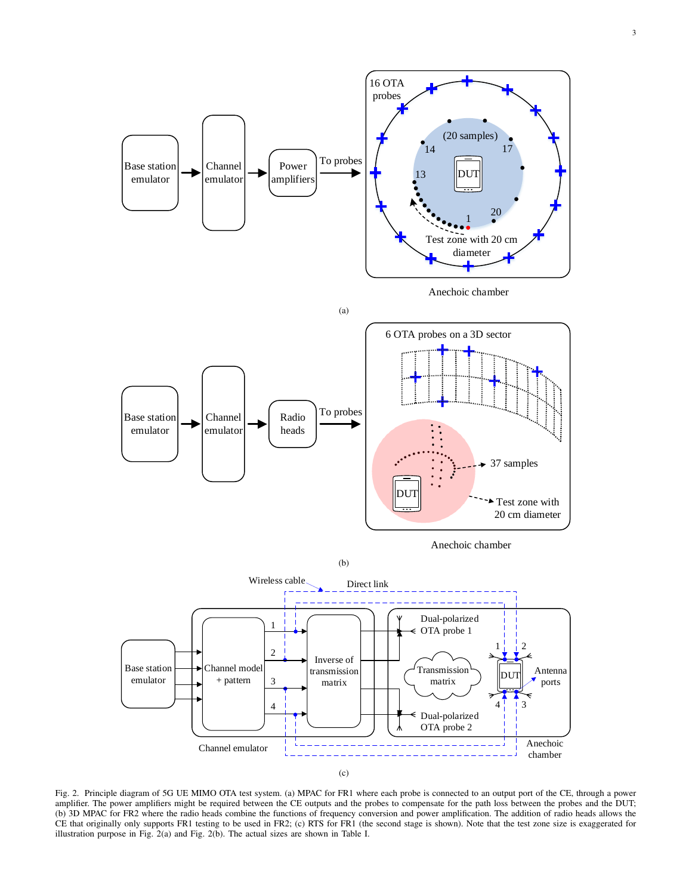Fig. 2. Principle diagram of 5G UE MIMO OTA test system. (a) MPAC for FR1 where each probe is connected to an output port of the CE, through a power amplifier. The power amplifiers might be required between the CE outputs and the probes to compensate for the path loss between the probes and the DUT; (b) 3D MPAC for FR2 where the radio heads combine the functions of frequency conversion and power amplification. The addition of radio heads allows the CE that originally only supports FR1 testing to be used in FR2; (c) RTS for FR1 (the second stage is shown). Note that the test zone size is exaggerated for illustration purpose in Fig. 2(a) and Fig. 2(b). The actual sizes are shown in Table I.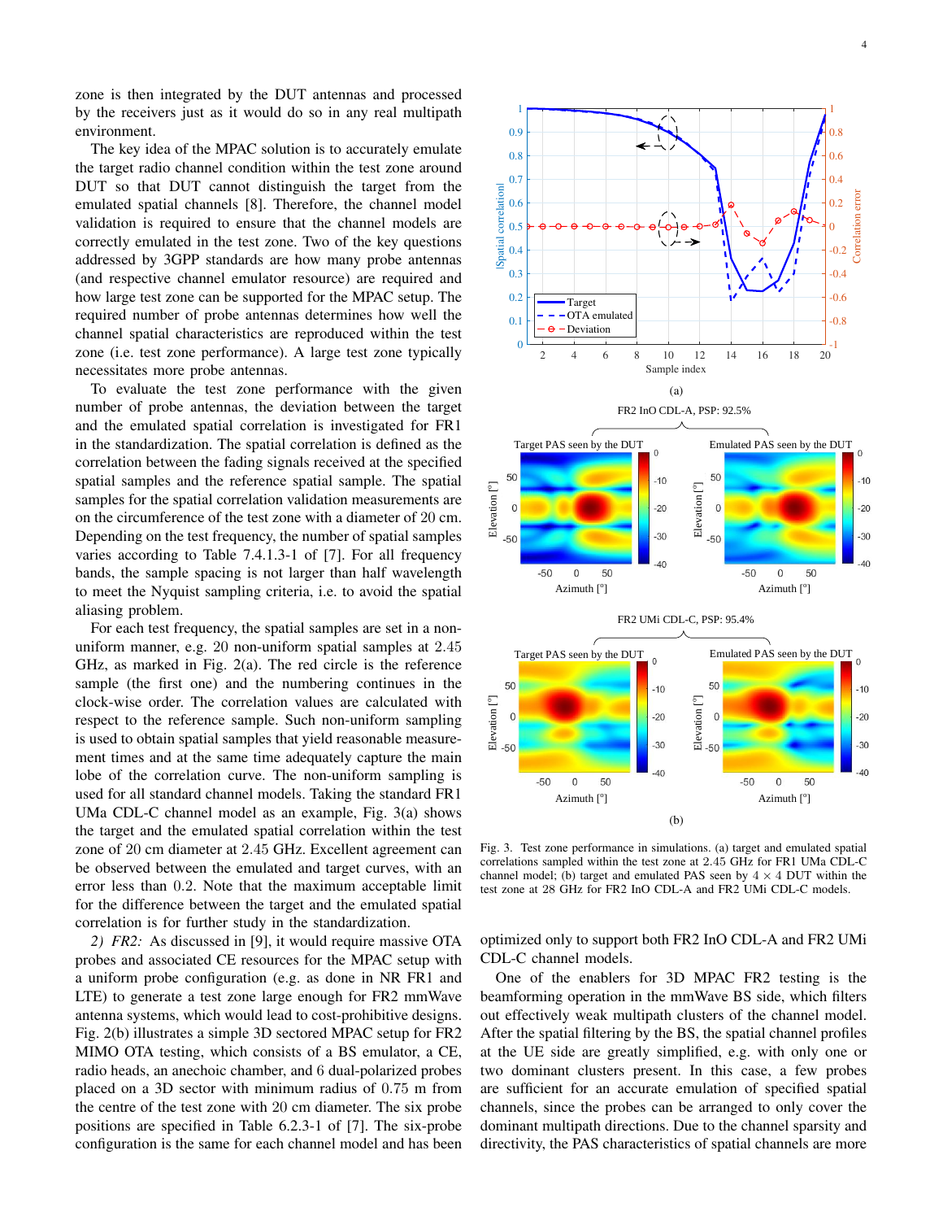zone is then integrated by the DUT antennas and processed by the receivers just as it would do so in any real multipath environment.

The key idea of the MPAC solution is to accurately emulate the target radio channel condition within the test zone around DUT so that DUT cannot distinguish the target from the emulated spatial channels [8]. Therefore, the channel model validation is required to ensure that the channel models are correctly emulated in the test zone. Two of the key questions addressed by 3GPP standards are how many probe antennas (and respective channel emulator resource) are required and how large test zone can be supported for the MPAC setup. The required number of probe antennas determines how well the channel spatial characteristics are reproduced within the test zone (i.e. test zone performance). A large test zone typically necessitates more probe antennas.

To evaluate the test zone performance with the given number of probe antennas, the deviation between the target and the emulated spatial correlation is investigated for FR1 in the standardization. The spatial correlation is defined as the correlation between the fading signals received at the specified spatial samples and the reference spatial sample. The spatial samples for the spatial correlation validation measurements are on the circumference of the test zone with a diameter of 20 cm. Depending on the test frequency, the number of spatial samples varies according to Table 7.4.1.3-1 of [7]. For all frequency bands, the sample spacing is not larger than half wavelength to meet the Nyquist sampling criteria, i.e. to avoid the spatial aliasing problem.

For each test frequency, the spatial samples are set in a non-uniform manner, e.g. 20 non-uniform spatial samples at 2.45 GHz, as marked in Fig. 2(a). The red circle is the reference sample (the first one) and the numbering continues in the clock-wise order. The correlation values are calculated with respect to the reference sample. Such non-uniform sampling is used to obtain spatial samples that yield reasonable measurement times and at the same time adequately capture the main lobe of the correlation curve. The non-uniform sampling is used for all standard channel models. Taking the standard FR1 UMa CDL-C channel model as an example, Fig. 3(a) shows the target and the emulated spatial correlation within the test zone of 20 cm diameter at 2.45 GHz. Excellent agreement can be observed between the emulated and target curves, with an error less than 0.2. Note that the maximum acceptable limit for the difference between the target and the emulated spatial correlation is for further study in the standardization.

*2) FR2:* As discussed in [9], it would require massive OTA probes and associated CE resources for the MPAC setup with a uniform probe configuration (e.g. as done in NR FR1 and LTE) to generate a test zone large enough for FR2 mmWave antenna systems, which would lead to cost-prohibitive designs. Fig. 2(b) illustrates a simple 3D sectored MPAC setup for FR2 MIMO OTA testing, which consists of a BS emulator, a CE, radio heads, an anechoic chamber, and 6 dual-polarized probes placed on a 3D sector with minimum radius of 0.75 m from the centre of the test zone with 20 cm diameter. The six probe positions are specified in Table 6.2.3-1 of [7]. The six-probe configuration is the same for each channel model and has been optimized only to support both FR2 InO CDL-A and FR2 UMi CDL-C channel models.

Fig. 3. Test zone performance in simulations. (a) target and emulated spatial correlations sampled within the test zone at 2.45 GHz for FR1 UMa CDL-C channel model; (b) target and emulated PAS seen by $4 \times 4$ DUT within the test zone at 28 GHz for FR2 InO CDL-A and FR2 UMi CDL-C models.

One of the enablers for 3D MPAC FR2 testing is the beamforming operation in the mmWave BS side, which filters out effectively weak multipath clusters of the channel model. After the spatial filtering by the BS, the spatial channel profiles at the UE side are greatly simplified, e.g. with only one or two dominant clusters present. In this case, a few probes are sufficient for an accurate emulation of specified spatial channels, since the probes can be arranged to only cover the dominant multipath directions. Due to the channel sparsity and directivity, the PAS characteristics of spatial channels are more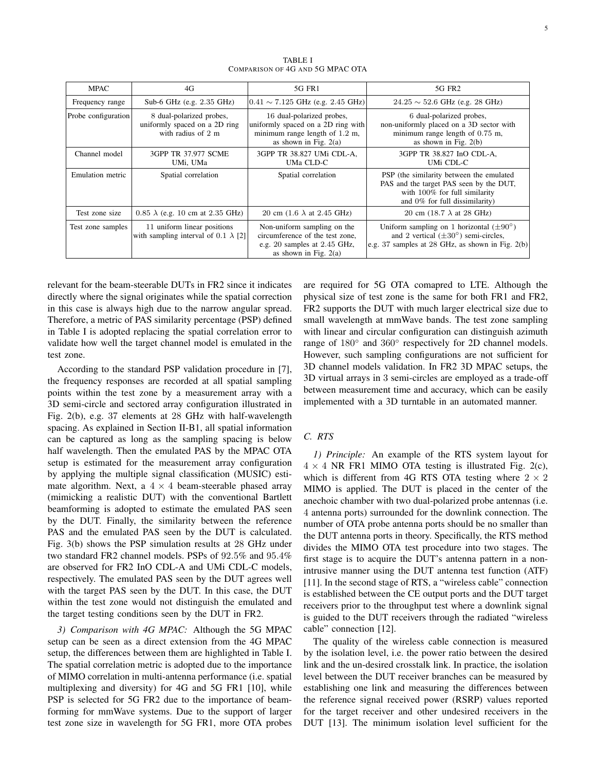TABLE I
COMPARISON OF 4G AND 5G MPAC OTA

| MPAC | 4G | 5G FR1 | 5G FR2 |
|---|---|---|---|
| Frequency range | Sub-6 GHz (e.g. 2.35 GHz) | $0.41 \sim 7.125$ GHz (e.g. 2.45 GHz) | $24.25 \sim 52.6$ GHz (e.g. 28 GHz) |
| Probe configuration | 8 dual-polarized probes, uniformly spaced on a 2D ring with radius of 2 m | 16 dual-polarized probes, uniformly spaced on a 2D ring with minimum range length of 1.2 m, as shown in Fig. 2(a) | 6 dual-polarized probes, non-uniformly placed on a 3D sector with minimum range length of 0.75 m, as shown in Fig. 2(b) |
| Channel model | 3GPP TR 37.977 SCME UMi, UMa | 3GPP TR 38.827 UMi CDL-A, UMa CLD-C | 3GPP TR 38.827 InO CDL-A, UMi CDL-C |
| Emulation metric | Spatial correlation | Spatial correlation | PSP (the similarity between the emulated PAS and the target PAS seen by the DUT, with 100% for full similarity and 0% for full dissimilarity) |
| Test zone size | 0.85 $\lambda$ (e.g. 10 cm at 2.35 GHz) | 20 cm (1.6 $\lambda$ at 2.45 GHz) | 20 cm (18.7 $\lambda$ at 28 GHz) |
| Test zone samples | 11 uniform linear positions with sampling interval of 0.1 $\lambda$ [2] | Non-uniform sampling on the circumference of the test zone, e.g. 20 samples at 2.45 GHz, as shown in Fig. 2(a) | Uniform sampling on 1 horizontal ($\pm 90^\circ$) and 2 vertical ($\pm 30^\circ$) semi-circles, e.g. 37 samples at 28 GHz, as shown in Fig. 2(b) |

relevant for the beam-steerable DUTs in FR2 since it indicates directly where the signal originates while the spatial correction in this case is always high due to the narrow angular spread. Therefore, a metric of PAS similarity percentage (PSP) defined in Table I is adopted replacing the spatial correlation error to validate how well the target channel model is emulated in the test zone.

According to the standard PSP validation procedure in [7], the frequency responses are recorded at all spatial sampling points within the test zone by a measurement array with a 3D semi-circle and sectored array configuration illustrated in Fig. 2(b), e.g. 37 elements at 28 GHz with half-wavelength spacing. As explained in Section II-B1, all spatial information can be captured as long as the sampling spacing is below half wavelength. Then the emulated PAS by the MPAC OTA setup is estimated for the measurement array configuration by applying the multiple signal classification (MUSIC) estimate algorithm. Next, a $4 \times 4$ beam-steerable phased array (mimicking a realistic DUT) with the conventional Bartlett beamforming is adopted to estimate the emulated PAS seen by the DUT. Finally, the similarity between the reference PAS and the emulated PAS seen by the DUT is calculated. Fig. 3(b) shows the PSP simulation results at 28 GHz under two standard FR2 channel models. PSPs of 92.5% and 95.4% are observed for FR2 InO CDL-A and UMi CDL-C models, respectively. The emulated PAS seen by the DUT agrees well with the target PAS seen by the DUT. In this case, the DUT within the test zone would not distinguish the emulated and the target testing conditions seen by the DUT in FR2.

*3) Comparison with 4G MPAC:* Although the 5G MPAC setup can be seen as a direct extension from the 4G MPAC setup, the differences between them are highlighted in Table I. The spatial correlation metric is adopted due to the importance of MIMO correlation in multi-antenna performance (i.e. spatial multiplexing and diversity) for 4G and 5G FR1 [10], while PSP is selected for 5G FR2 due to the importance of beamforming for mmWave systems. Due to the support of larger test zone size in wavelength for 5G FR1, more OTA probes are required for 5G OTA comapred to LTE. Although the physical size of test zone is the same for both FR1 and FR2, FR2 supports the DUT with much larger electrical size due to small wavelength at mmWave bands. The test zone sampling with linear and circular configuration can distinguish azimuth range of $180^\circ$ and $360^\circ$ respectively for 2D channel models. However, such sampling configurations are not sufficient for 3D channel models validation. In FR2 3D MPAC setups, the 3D virtual arrays in 3 semi-circles are employed as a trade-off between measurement time and accuracy, which can be easily implemented with a 3D turntable in an automated manner.

### C. RTS

*1) Principle:* An example of the RTS system layout for $4 \times 4$ NR FR1 MIMO OTA testing is illustrated Fig. 2(c), which is different from 4G RTS OTA testing where $2 \times 2$ MIMO is applied. The DUT is placed in the center of the anechoic chamber with two dual-polarized probe antennas (i.e. 4 antenna ports) surrounded for the downlink connection. The number of OTA probe antenna ports should be no smaller than the DUT antenna ports in theory. Specifically, the RTS method divides the MIMO OTA test procedure into two stages. The first stage is to acquire the DUT's antenna pattern in a non-intrusive manner using the DUT antenna test function (ATF) [11]. In the second stage of RTS, a "wireless cable" connection is established between the CE output ports and the DUT target receivers prior to the throughput test where a downlink signal is guided to the DUT receivers through the radiated "wireless cable" connection [12].

The quality of the wireless cable connection is measured by the isolation level, i.e. the power ratio between the desired link and the un-desired crosstalk link. In practice, the isolation level between the DUT receiver branches can be measured by establishing one link and measuring the differences between the reference signal received power (RSRP) values reported for the target receiver and other undesired receivers in the DUT [13]. The minimum isolation level sufficient for the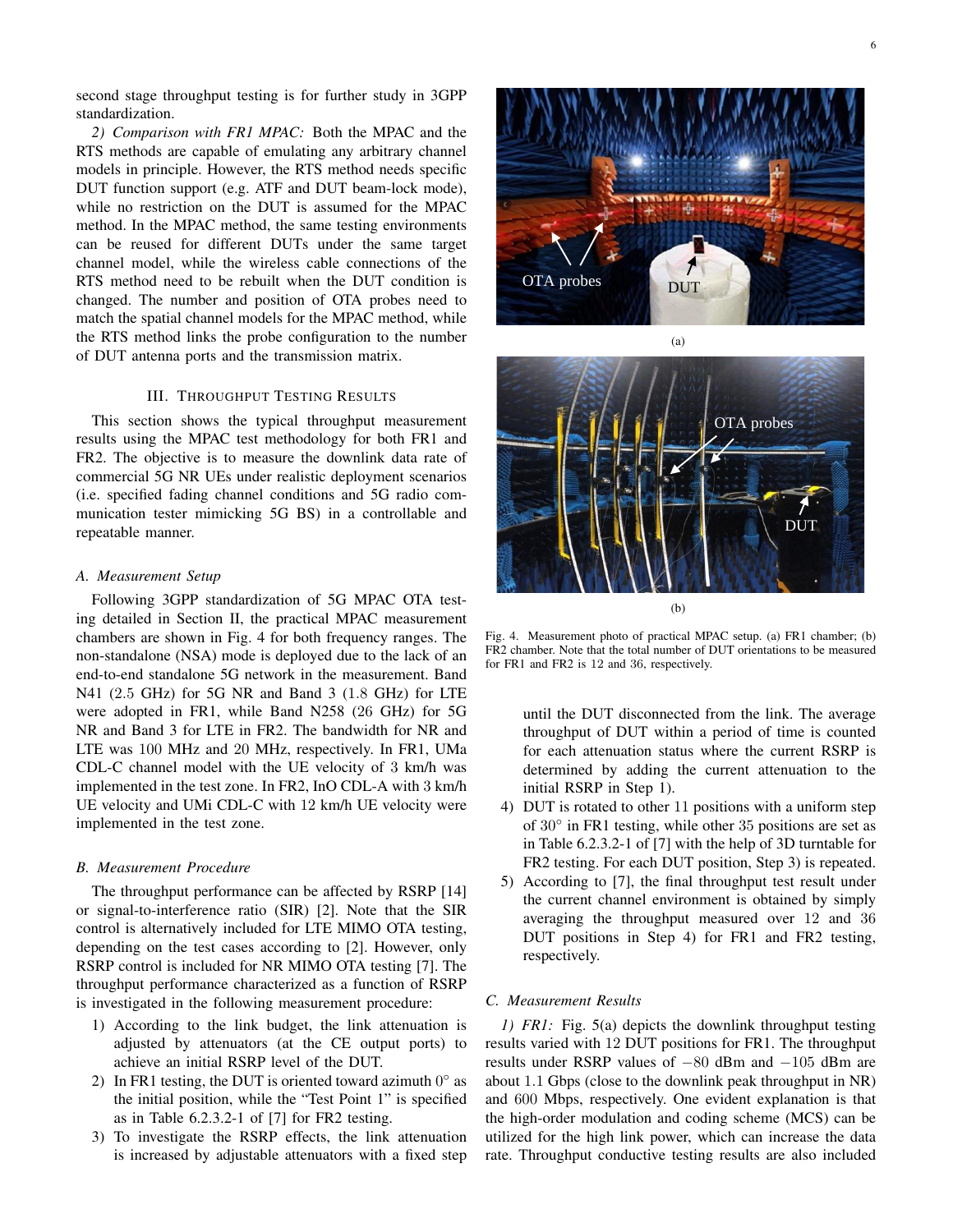second stage throughput testing is for further study in 3GPP standardization.

*2) Comparison with FR1 MPAC:* Both the MPAC and the RTS methods are capable of emulating any arbitrary channel models in principle. However, the RTS method needs specific DUT function support (e.g. ATF and DUT beam-lock mode), while no restriction on the DUT is assumed for the MPAC method. In the MPAC method, the same testing environments can be reused for different DUTs under the same target channel model, while the wireless cable connections of the RTS method need to be rebuilt when the DUT condition is changed. The number and position of OTA probes need to match the spatial channel models for the MPAC method, while the RTS method links the probe configuration to the number of DUT antenna ports and the transmission matrix.

## III. Throughput Testing Results

This section shows the typical throughput measurement results using the MPAC test methodology for both FR1 and FR2. The objective is to measure the downlink data rate of commercial 5G NR UEs under realistic deployment scenarios (i.e. specified fading channel conditions and 5G radio communication tester mimicking 5G BS) in a controllable and repeatable manner.

### A. Measurement Setup

Following 3GPP standardization of 5G MPAC OTA testing detailed in Section II, the practical MPAC measurement chambers are shown in Fig. 4 for both frequency ranges. The non-standalone (NSA) mode is deployed due to the lack of an end-to-end standalone 5G network in the measurement. Band N41 (2.5 GHz) for 5G NR and Band 3 (1.8 GHz) for LTE were adopted in FR1, while Band N258 (26 GHz) for 5G NR and Band 3 for LTE in FR2. The bandwidth for NR and LTE was 100 MHz and 20 MHz, respectively. In FR1, UMa CDL-C channel model with the UE velocity of 3 km/h was implemented in the test zone. In FR2, InO CDL-A with 3 km/h UE velocity and UMi CDL-C with 12 km/h UE velocity were implemented in the test zone.

### B. Measurement Procedure

The throughput performance can be affected by RSRP [14] or signal-to-interference ratio (SIR) [2]. Note that the SIR control is alternatively included for LTE MIMO OTA testing, depending on the test cases according to [2]. However, only RSRP control is included for NR MIMO OTA testing [7]. The throughput performance characterized as a function of RSRP is investigated in the following measurement procedure:

1) According to the link budget, the link attenuation is adjusted by attenuators (at the CE output ports) to achieve an initial RSRP level of the DUT.
2) In FR1 testing, the DUT is oriented toward azimuth 0° as the initial position, while the "Test Point 1" is specified as in Table 6.2.3.2-1 of [7] for FR2 testing.
3) To investigate the RSRP effects, the link attenuation is increased by adjustable attenuators with a fixed step until the DUT disconnected from the link. The average throughput of DUT within a period of time is counted for each attenuation status where the current RSRP is determined by adding the current attenuation to the initial RSRP in Step 1).
4) DUT is rotated to other 11 positions with a uniform step of 30° in FR1 testing, while other 35 positions are set as in Table 6.2.3.2-1 of [7] with the help of 3D turntable for FR2 testing. For each DUT position, Step 3) is repeated.
5) According to [7], the final throughput test result under the current channel environment is obtained by simply averaging the throughput measured over 12 and 36 DUT positions in Step 4) for FR1 and FR2 testing, respectively.

Fig. 4. Measurement photo of practical MPAC setup. (a) FR1 chamber; (b) FR2 chamber. Note that the total number of DUT orientations to be measured for FR1 and FR2 is 12 and 36, respectively.

### C. Measurement Results

*1) FR1:* Fig. 5(a) depicts the downlink throughput testing results varied with 12 DUT positions for FR1. The throughput results under RSRP values of −80 dBm and −105 dBm are about 1.1 Gbps (close to the downlink peak throughput in NR) and 600 Mbps, respectively. One evident explanation is that the high-order modulation and coding scheme (MCS) can be utilized for the high link power, which can increase the data rate. Throughput conductive testing results are also included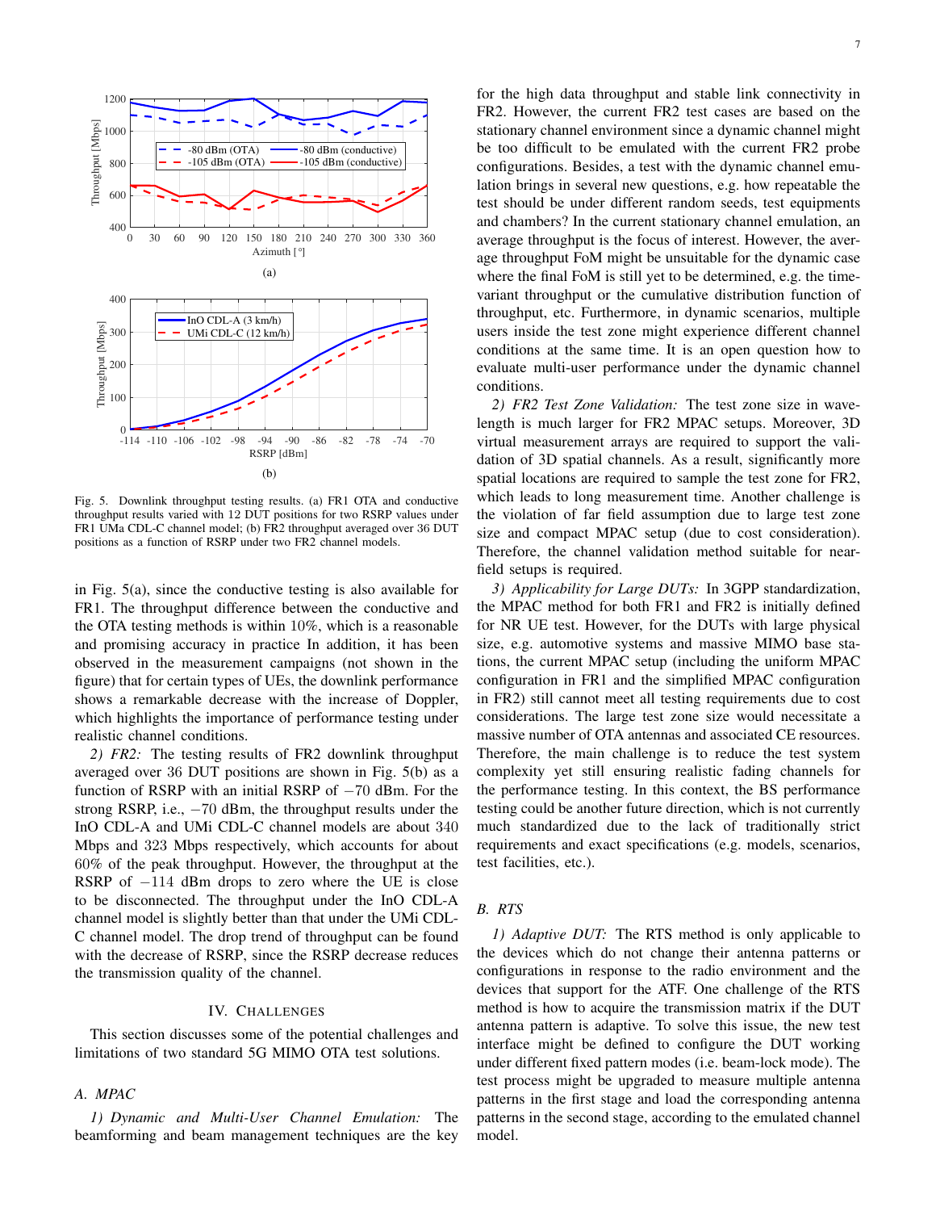Fig. 5. Downlink throughput testing results. (a) FR1 OTA and conductive throughput results varied with 12 DUT positions for two RSRP values under FR1 UMa CDL-C channel model; (b) FR2 throughput averaged over 36 DUT positions as a function of RSRP under two FR2 channel models.

in Fig. 5(a), since the conductive testing is also available for FR1. The throughput difference between the conductive and the OTA testing methods is within 10%, which is a reasonable and promising accuracy in practice In addition, it has been observed in the measurement campaigns (not shown in the figure) that for certain types of UEs, the downlink performance shows a remarkable decrease with the increase of Doppler, which highlights the importance of performance testing under realistic channel conditions.

*2) FR2:* The testing results of FR2 downlink throughput averaged over 36 DUT positions are shown in Fig. 5(b) as a function of RSRP with an initial RSRP of −70 dBm. For the strong RSRP, i.e., −70 dBm, the throughput results under the InO CDL-A and UMi CDL-C channel models are about 340 Mbps and 323 Mbps respectively, which accounts for about 60% of the peak throughput. However, the throughput at the RSRP of −114 dBm drops to zero where the UE is close to be disconnected. The throughput under the InO CDL-A channel model is slightly better than that under the UMi CDL-C channel model. The drop trend of throughput can be found with the decrease of RSRP, since the RSRP decrease reduces the transmission quality of the channel.

## IV. Challenges

This section discusses some of the potential challenges and limitations of two standard 5G MIMO OTA test solutions.

### A. MPAC

*1) Dynamic and Multi-User Channel Emulation:* The beamforming and beam management techniques are the key for the high data throughput and stable link connectivity in FR2. However, the current FR2 test cases are based on the stationary channel environment since a dynamic channel might be too difficult to be emulated with the current FR2 probe configurations. Besides, a test with the dynamic channel emulation brings in several new questions, e.g. how repeatable the test should be under different random seeds, test equipments and chambers? In the current stationary channel emulation, an average throughput is the focus of interest. However, the average throughput FoM might be unsuitable for the dynamic case where the final FoM is still yet to be determined, e.g. the time-variant throughput or the cumulative distribution function of throughput, etc. Furthermore, in dynamic scenarios, multiple users inside the test zone might experience different channel conditions at the same time. It is an open question how to evaluate multi-user performance under the dynamic channel conditions.

*2) FR2 Test Zone Validation:* The test zone size in wavelength is much larger for FR2 MPAC setups. Moreover, 3D virtual measurement arrays are required to support the validation of 3D spatial channels. As a result, significantly more spatial locations are required to sample the test zone for FR2, which leads to long measurement time. Another challenge is the violation of far field assumption due to large test zone size and compact MPAC setup (due to cost consideration). Therefore, the channel validation method suitable for near-field setups is required.

*3) Applicability for Large DUTs:* In 3GPP standardization, the MPAC method for both FR1 and FR2 is initially defined for NR UE test. However, for the DUTs with large physical size, e.g. automotive systems and massive MIMO base stations, the current MPAC setup (including the uniform MPAC configuration in FR1 and the simplified MPAC configuration in FR2) still cannot meet all testing requirements due to cost considerations. The large test zone size would necessitate a massive number of OTA antennas and associated CE resources. Therefore, the main challenge is to reduce the test system complexity yet still ensuring realistic fading channels for the performance testing. In this context, the BS performance testing could be another future direction, which is not currently much standardized due to the lack of traditionally strict requirements and exact specifications (e.g. models, scenarios, test facilities, etc.).

### B. RTS

*1) Adaptive DUT:* The RTS method is only applicable to the devices which do not change their antenna patterns or configurations in response to the radio environment and the devices that support for the ATF. One challenge of the RTS method is how to acquire the transmission matrix if the DUT antenna pattern is adaptive. To solve this issue, the new test interface might be defined to configure the DUT working under different fixed pattern modes (i.e. beam-lock mode). The test process might be upgraded to measure multiple antenna patterns in the first stage and load the corresponding antenna patterns in the second stage, according to the emulated channel model.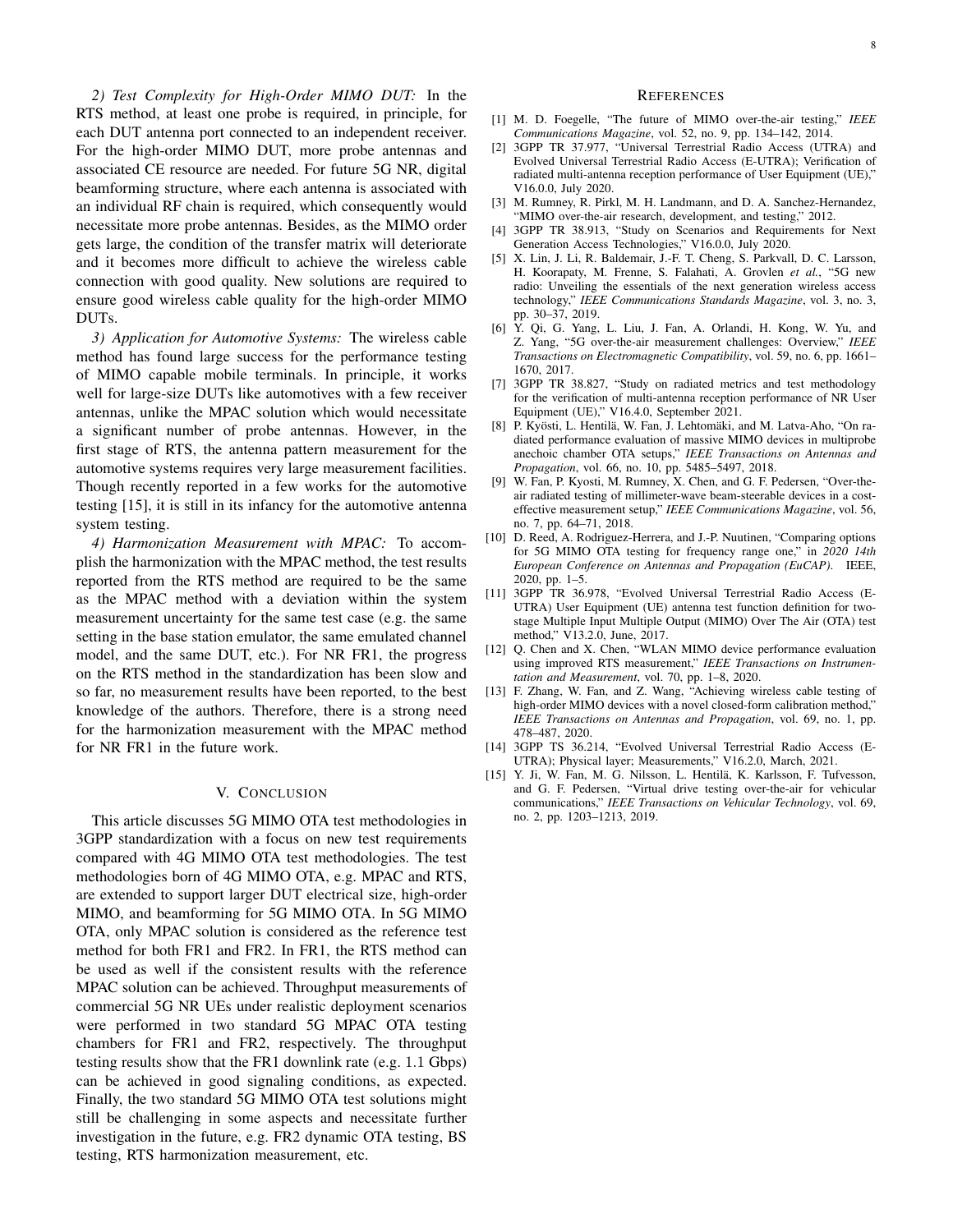*2) Test Complexity for High-Order MIMO DUT:* In the RTS method, at least one probe is required, in principle, for each DUT antenna port connected to an independent receiver. For the high-order MIMO DUT, more probe antennas and associated CE resource are needed. For future 5G NR, digital beamforming structure, where each antenna is associated with an individual RF chain is required, which consequently would necessitate more probe antennas. Besides, as the MIMO order gets large, the condition of the transfer matrix will deteriorate and it becomes more difficult to achieve the wireless cable connection with good quality. New solutions are required to ensure good wireless cable quality for the high-order MIMO DUTs.

*3) Application for Automotive Systems:* The wireless cable method has found large success for the performance testing of MIMO capable mobile terminals. In principle, it works well for large-size DUTs like automotives with a few receiver antennas, unlike the MPAC solution which would necessitate a significant number of probe antennas. However, in the first stage of RTS, the antenna pattern measurement for the automotive systems requires very large measurement facilities. Though recently reported in a few works for the automotive testing [15], it is still in its infancy for the automotive antenna system testing.

*4) Harmonization Measurement with MPAC:* To accomplish the harmonization with the MPAC method, the test results reported from the RTS method are required to be the same as the MPAC method with a deviation within the system measurement uncertainty for the same test case (e.g. the same setting in the base station emulator, the same emulated channel model, and the same DUT, etc.). For NR FR1, the progress on the RTS method in the standardization has been slow and so far, no measurement results have been reported, to the best knowledge of the authors. Therefore, there is a strong need for the harmonization measurement with the MPAC method for NR FR1 in the future work.

## V. Conclusion

This article discusses 5G MIMO OTA test methodologies in 3GPP standardization with a focus on new test requirements compared with 4G MIMO OTA test methodologies. The test methodologies born of 4G MIMO OTA, e.g. MPAC and RTS, are extended to support larger DUT electrical size, high-order MIMO, and beamforming for 5G MIMO OTA. In 5G MIMO OTA, only MPAC solution is considered as the reference test method for both FR1 and FR2. In FR1, the RTS method can be used as well if the consistent results with the reference MPAC solution can be achieved. Throughput measurements of commercial 5G NR UEs under realistic deployment scenarios were performed in two standard 5G MPAC OTA testing chambers for FR1 and FR2, respectively. The throughput testing results show that the FR1 downlink rate (e.g. 1.1 Gbps) can be achieved in good signaling conditions, as expected. Finally, the two standard 5G MIMO OTA test solutions might still be challenging in some aspects and necessitate further investigation in the future, e.g. FR2 dynamic OTA testing, BS testing, RTS harmonization measurement, etc.

## References

[1] M. D. Foegelle, "The future of MIMO over-the-air testing," *IEEE Communications Magazine*, vol. 52, no. 9, pp. 134–142, 2014.

[2] 3GPP TR 37.977, "Universal Terrestrial Radio Access (UTRA) and Evolved Universal Terrestrial Radio Access (E-UTRA); Verification of radiated multi-antenna reception performance of User Equipment (UE)," V16.0.0, July 2020.

[3] M. Rumney, R. Pirkl, M. H. Landmann, and D. A. Sanchez-Hernandez, "MIMO over-the-air research, development, and testing," 2012.

[4] 3GPP TR 38.913, "Study on Scenarios and Requirements for Next Generation Access Technologies," V16.0.0, July 2020.

[5] X. Lin, J. Li, R. Baldemair, J.-F. T. Cheng, S. Parkvall, D. C. Larsson, H. Koorapaty, M. Frenne, S. Falahati, A. Grovlen *et al.*, "5G new radio: Unveiling the essentials of the next generation wireless access technology," *IEEE Communications Standards Magazine*, vol. 3, no. 3, pp. 30–37, 2019.

[6] Y. Qi, G. Yang, L. Liu, J. Fan, A. Orlandi, H. Kong, W. Yu, and Z. Yang, "5G over-the-air measurement challenges: Overview," *IEEE Transactions on Electromagnetic Compatibility*, vol. 59, no. 6, pp. 1661–1670, 2017.

[7] 3GPP TR 38.827, "Study on radiated metrics and test methodology for the verification of multi-antenna reception performance of NR User Equipment (UE)," V16.4.0, September 2021.

[8] P. Kyösti, L. Hentilä, W. Fan, J. Lehtomäki, and M. Latva-Aho, "On radiated performance evaluation of massive MIMO devices in multiprobe anechoic chamber OTA setups," *IEEE Transactions on Antennas and Propagation*, vol. 66, no. 10, pp. 5485–5497, 2018.

[9] W. Fan, P. Kyosti, M. Rumney, X. Chen, and G. F. Pedersen, "Over-the-air radiated testing of millimeter-wave beam-steerable devices in a cost-effective measurement setup," *IEEE Communications Magazine*, vol. 56, no. 7, pp. 64–71, 2018.

[10] D. Reed, A. Rodriguez-Herrera, and J.-P. Nuutinen, "Comparing options for 5G MIMO OTA testing for frequency range one," in *2020 14th European Conference on Antennas and Propagation (EuCAP)*. IEEE, 2020, pp. 1–5.

[11] 3GPP TR 36.978, "Evolved Universal Terrestrial Radio Access (E-UTRA) User Equipment (UE) antenna test function definition for two-stage Multiple Input Multiple Output (MIMO) Over The Air (OTA) test method," V13.2.0, June, 2017.

[12] Q. Chen and X. Chen, "WLAN MIMO device performance evaluation using improved RTS measurement," *IEEE Transactions on Instrumentation and Measurement*, vol. 70, pp. 1–8, 2020.

[13] F. Zhang, W. Fan, and Z. Wang, "Achieving wireless cable testing of high-order MIMO devices with a novel closed-form calibration method," *IEEE Transactions on Antennas and Propagation*, vol. 69, no. 1, pp. 478–487, 2020.

[14] 3GPP TS 36.214, "Evolved Universal Terrestrial Radio Access (E-UTRA); Physical layer; Measurements," V16.2.0, March, 2021.

[15] Y. Ji, W. Fan, M. G. Nilsson, L. Hentilä, K. Karlsson, F. Tufvesson, and G. F. Pedersen, "Virtual drive testing over-the-air for vehicular communications," *IEEE Transactions on Vehicular Technology*, vol. 69, no. 2, pp. 1203–1213, 2019.